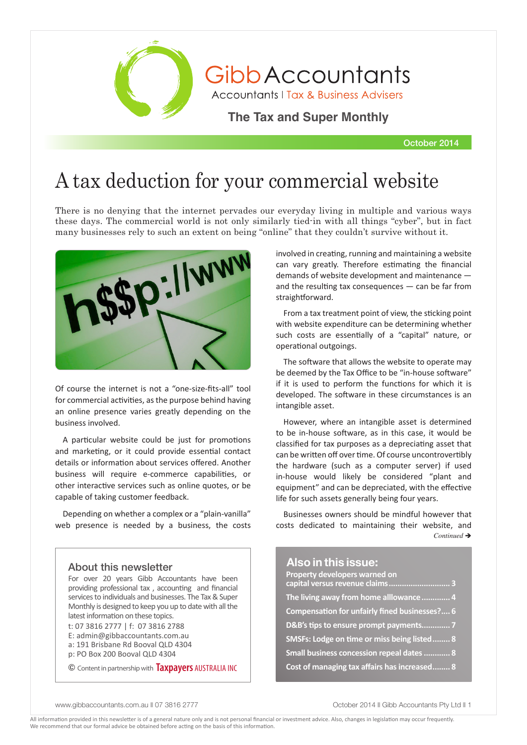# Gibb Accountants

Accountants | Tax & Business Advisers

**The Tax and Super Monthly**

October 2014

# A tax deduction for your commercial website

There is no denying that the internet pervades our everyday living in multiple and various ways these days. The commercial world is not only similarly tied-in with all things "cyber", but in fact many businesses rely to such an extent on being "online" that they couldn't survive without it.

Of course the internet is not a "one-size-fits-all" tool for commercial activities, as the purpose behind having an online presence varies greatly depending on the business involved.

A particular website could be just for promotions and marketing, or it could provide essential contact details or information about services offered. Another business will require e-commerce capabilities, or other interactive services such as online quotes, or be capable of taking customer feedback.

Depending on whether a complex or a "plain-vanilla" web presence is needed by a business, the costs involved in creating, running and maintaining a website can vary greatly. Therefore estimating the financial demands of website development and maintenance — and the resulting tax consequences — can be far from straightforward.

From a tax treatment point of view, the sticking point with website expenditure can be determining whether such costs are essentially of a "capital" nature, or operational outgoings.

The software that allows the website to operate may be deemed by the Tax Office to be "in-house software" if it is used to perform the functions for which it is developed. The software in these circumstances is an intangible asset.

However, where an intangible asset is determined to be in-house software, as in this case, it would be classified for tax purposes as a depreciating asset that can be written off over time. Of course uncontrovertibly the hardware (such as a computer server) if used in-house would likely be considered "plant and equipment" and can be depreciated, with the effective life for such assets generally being four years.

Businesses owners should be mindful however that costs dedicated to maintaining their website, and

*Continued →*

## About this newsletter

For over 20 years Gibb Accountants have been providing professional tax , accounting and financial services to individuals and businesses. The Tax & Super Monthly is designed to keep you up to date with all the latest information on these topics.

t: 07 3816 2777 | f: 07 3816 2788
E: admin@gibbaccountants.com.au
a: 191 Brisbane Rd Booval QLD 4304
p: PO Box 200 Booval QLD 4304

© Content in partnership with Taxpayers AUSTRALIA INC

## Also in this issue:

- Property developers warned on capital versus revenue claims ........ 3
- The living away from home allowance ........ 4
- Compensation for unfairly fined businesses? .... 6
- D&B's tips to ensure prompt payments ........ 7
- SMSFs: Lodge on time or miss being listed ........ 8
- Small business concession repeal dates ........ 8
- Cost of managing tax affairs has increased ........ 8

All information provided in this newsletter is of a general nature only and is not personal financial or investment advice. Also, changes in legislation may occur frequently. We recommend that our formal advice be obtained before acting on the basis of this information.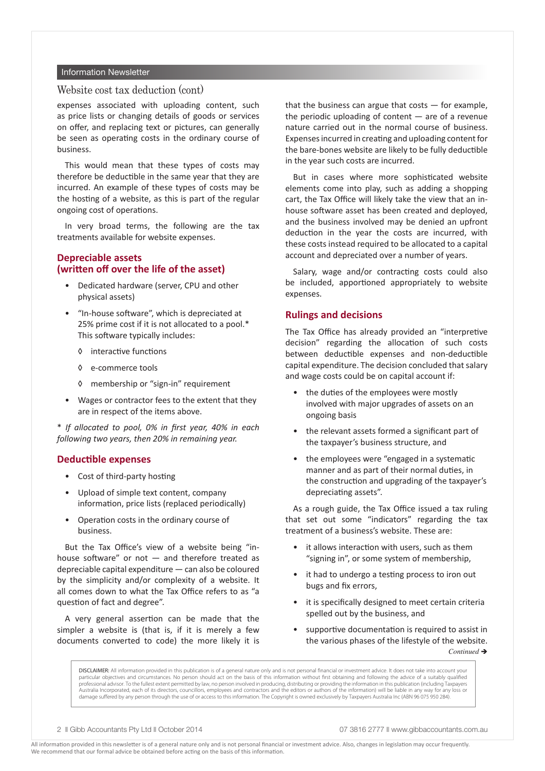## Website cost tax deduction (cont)

expenses associated with uploading content, such as price lists or changing details of goods or services on offer, and replacing text or pictures, can generally be seen as operating costs in the ordinary course of business.

This would mean that these types of costs may therefore be deductible in the same year that they are incurred. An example of these types of costs may be the hosting of a website, as this is part of the regular ongoing cost of operations.

In very broad terms, the following are the tax treatments available for website expenses.

### Depreciable assets (written off over the life of the asset)

- Dedicated hardware (server, CPU and other physical assets)
- "In-house software", which is depreciated at 25% prime cost if it is not allocated to a pool.* This software typically includes:
  - ◊ interactive functions
  - ◊ e-commerce tools
  - ◊ membership or "sign-in" requirement
- Wages or contractor fees to the extent that they are in respect of the items above.

*\* If allocated to pool, 0% in first year, 40% in each following two years, then 20% in remaining year.*

### Deductible expenses

- Cost of third-party hosting
- Upload of simple text content, company information, price lists (replaced periodically)
- Operation costs in the ordinary course of business.

But the Tax Office's view of a website being "in-house software" or not — and therefore treated as depreciable capital expenditure — can also be coloured by the simplicity and/or complexity of a website. It all comes down to what the Tax Office refers to as "a question of fact and degree".

A very general assertion can be made that the simpler a website is (that is, if it is merely a few documents converted to code) the more likely it is that the business can argue that costs — for example, the periodic uploading of content — are of a revenue nature carried out in the normal course of business. Expenses incurred in creating and uploading content for the bare-bones website are likely to be fully deductible in the year such costs are incurred.

But in cases where more sophisticated website elements come into play, such as adding a shopping cart, the Tax Office will likely take the view that an in-house software asset has been created and deployed, and the business involved may be denied an upfront deduction in the year the costs are incurred, with these costs instead required to be allocated to a capital account and depreciated over a number of years.

Salary, wage and/or contracting costs could also be included, apportioned appropriately to website expenses.

### Rulings and decisions

The Tax Office has already provided an "interpretive decision" regarding the allocation of such costs between deductible expenses and non-deductible capital expenditure. The decision concluded that salary and wage costs could be on capital account if:

- the duties of the employees were mostly involved with major upgrades of assets on an ongoing basis
- the relevant assets formed a significant part of the taxpayer's business structure, and
- the employees were "engaged in a systematic manner and as part of their normal duties, in the construction and upgrading of the taxpayer's depreciating assets".

As a rough guide, the Tax Office issued a tax ruling that set out some "indicators" regarding the tax treatment of a business's website. These are:

- it allows interaction with users, such as them "signing in", or some system of membership,
- it had to undergo a testing process to iron out bugs and fix errors,
- it is specifically designed to meet certain criteria spelled out by the business, and
- supportive documentation is required to assist in the various phases of the lifestyle of the website.

*Continued ➔*

DISCLAIMER: All information provided in this publication is of a general nature only and is not personal financial or investment advice. It does not take into account your particular objectives and circumstances. No person should act on the basis of this information without first obtaining and following the advice of a suitably qualified professional advisor. To the fullest extent permitted by law, no person involved in producing, distributing or providing the information in this publication (including Taxpayers Australia Incorporated, each of its directors, councillors, employees and contractors and the editors or authors of the information) will be liable in any way for any loss or damage suffered by any person through the use of or access to this information. The Copyright is owned exclusively by Taxpayers Australia Inc (ABN 96 075 950 284).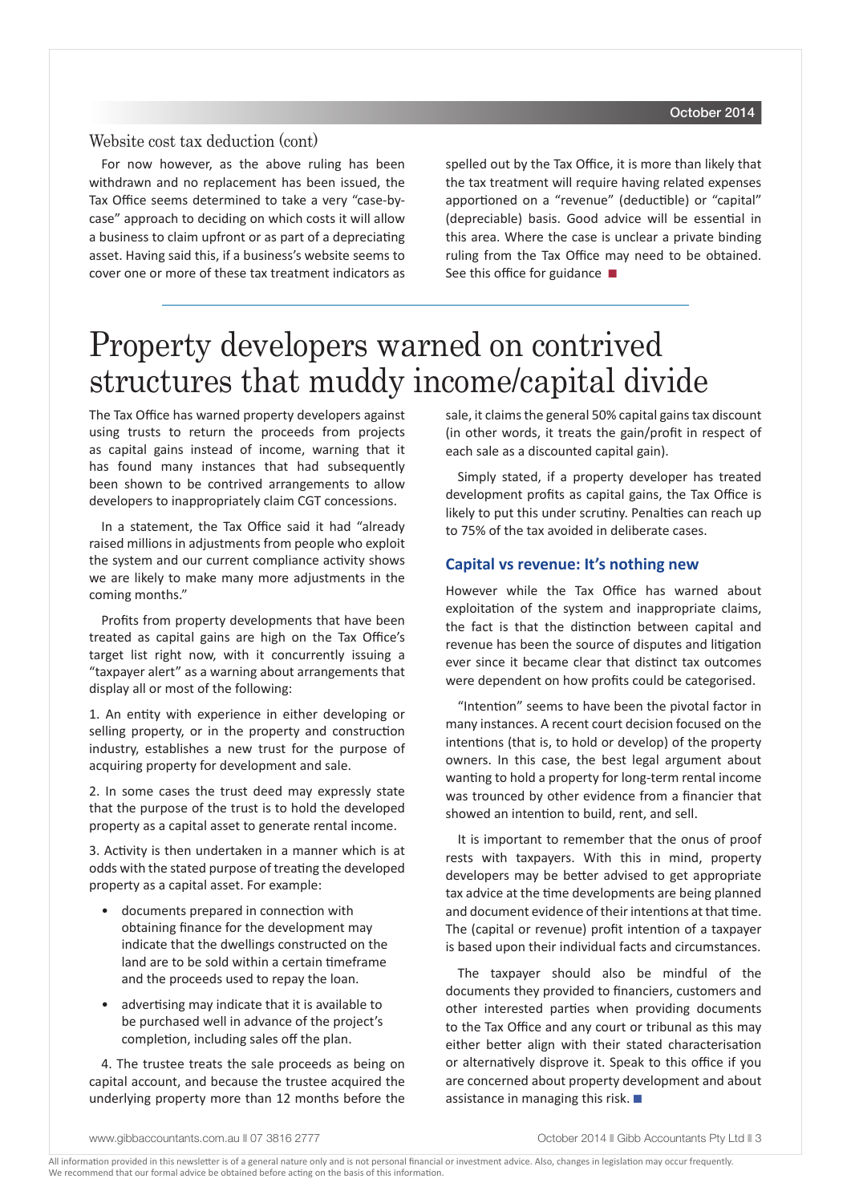## Website cost tax deduction (cont)

For now however, as the above ruling has been withdrawn and no replacement has been issued, the Tax Office seems determined to take a very "case-by-case" approach to deciding on which costs it will allow a business to claim upfront or as part of a depreciating asset. Having said this, if a business's website seems to cover one or more of these tax treatment indicators as spelled out by the Tax Office, it is more than likely that the tax treatment will require having related expenses apportioned on a "revenue" (deductible) or "capital" (depreciable) basis. Good advice will be essential in this area. Where the case is unclear a private binding ruling from the Tax Office may need to be obtained. See this office for guidance ■

# Property developers warned on contrived structures that muddy income/capital divide

The Tax Office has warned property developers against using trusts to return the proceeds from projects as capital gains instead of income, warning that it has found many instances that had subsequently been shown to be contrived arrangements to allow developers to inappropriately claim CGT concessions.

In a statement, the Tax Office said it had "already raised millions in adjustments from people who exploit the system and our current compliance activity shows we are likely to make many more adjustments in the coming months."

Profits from property developments that have been treated as capital gains are high on the Tax Office's target list right now, with it concurrently issuing a "taxpayer alert" as a warning about arrangements that display all or most of the following:

1. An entity with experience in either developing or selling property, or in the property and construction industry, establishes a new trust for the purpose of acquiring property for development and sale.

2. In some cases the trust deed may expressly state that the purpose of the trust is to hold the developed property as a capital asset to generate rental income.

3. Activity is then undertaken in a manner which is at odds with the stated purpose of treating the developed property as a capital asset. For example:

   - documents prepared in connection with obtaining finance for the development may indicate that the dwellings constructed on the land are to be sold within a certain timeframe and the proceeds used to repay the loan.
   - advertising may indicate that it is available to be purchased well in advance of the project's completion, including sales off the plan.

4. The trustee treats the sale proceeds as being on capital account, and because the trustee acquired the underlying property more than 12 months before the sale, it claims the general 50% capital gains tax discount (in other words, it treats the gain/profit in respect of each sale as a discounted capital gain).

Simply stated, if a property developer has treated development profits as capital gains, the Tax Office is likely to put this under scrutiny. Penalties can reach up to 75% of the tax avoided in deliberate cases.

### Capital vs revenue: It's nothing new

However while the Tax Office has warned about exploitation of the system and inappropriate claims, the fact is that the distinction between capital and revenue has been the source of disputes and litigation ever since it became clear that distinct tax outcomes were dependent on how profits could be categorised.

"Intention" seems to have been the pivotal factor in many instances. A recent court decision focused on the intentions (that is, to hold or develop) of the property owners. In this case, the best legal argument about wanting to hold a property for long-term rental income was trounced by other evidence from a financier that showed an intention to build, rent, and sell.

It is important to remember that the onus of proof rests with taxpayers. With this in mind, property developers may be better advised to get appropriate tax advice at the time developments are being planned and document evidence of their intentions at that time. The (capital or revenue) profit intention of a taxpayer is based upon their individual facts and circumstances.

The taxpayer should also be mindful of the documents they provided to financiers, customers and other interested parties when providing documents to the Tax Office and any court or tribunal as this may either better align with their stated characterisation or alternatively disprove it. Speak to this office if you are concerned about property development and about assistance in managing this risk. ■

All information provided in this newsletter is of a general nature only and is not personal financial or investment advice. Also, changes in legislation may occur frequently. We recommend that our formal advice be obtained before acting on the basis of this information.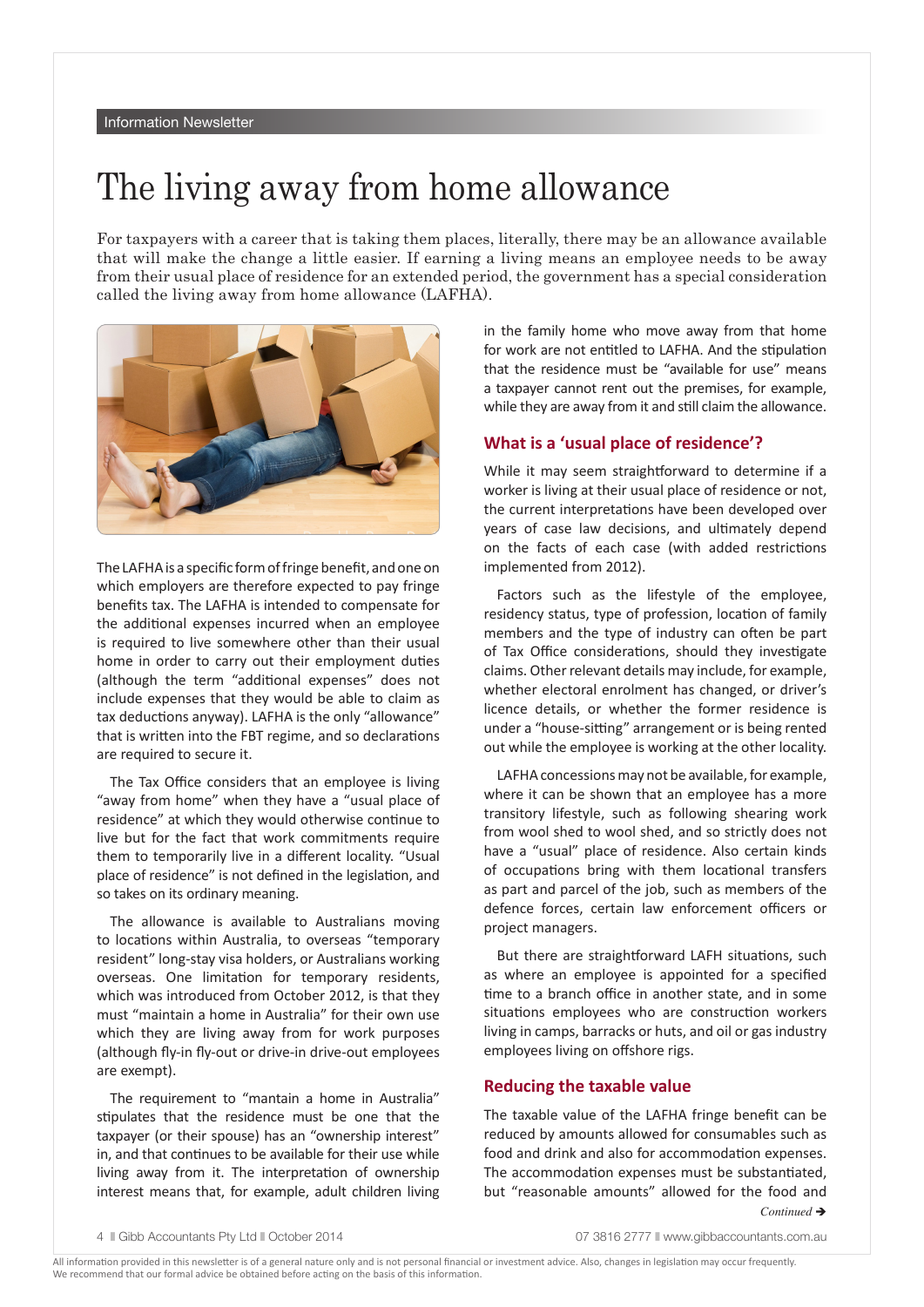# The living away from home allowance

For taxpayers with a career that is taking them places, literally, there may be an allowance available that will make the change a little easier. If earning a living means an employee needs to be away from their usual place of residence for an extended period, the government has a special consideration called the living away from home allowance (LAFHA).

The LAFHA is a specific form of fringe benefit, and one on which employers are therefore expected to pay fringe benefits tax. The LAFHA is intended to compensate for the additional expenses incurred when an employee is required to live somewhere other than their usual home in order to carry out their employment duties (although the term "additional expenses" does not include expenses that they would be able to claim as tax deductions anyway). LAFHA is the only "allowance" that is written into the FBT regime, and so declarations are required to secure it.

The Tax Office considers that an employee is living "away from home" when they have a "usual place of residence" at which they would otherwise continue to live but for the fact that work commitments require them to temporarily live in a different locality. "Usual place of residence" is not defined in the legislation, and so takes on its ordinary meaning.

The allowance is available to Australians moving to locations within Australia, to overseas "temporary resident" long-stay visa holders, or Australians working overseas. One limitation for temporary residents, which was introduced from October 2012, is that they must "maintain a home in Australia" for their own use which they are living away from for work purposes (although fly-in fly-out or drive-in drive-out employees are exempt).

The requirement to "mantain a home in Australia" stipulates that the residence must be one that the taxpayer (or their spouse) has an "ownership interest" in, and that continues to be available for their use while living away from it. The interpretation of ownership interest means that, for example, adult children living in the family home who move away from that home for work are not entitled to LAFHA. And the stipulation that the residence must be "available for use" means a taxpayer cannot rent out the premises, for example, while they are away from it and still claim the allowance.

## What is a 'usual place of residence'?

While it may seem straightforward to determine if a worker is living at their usual place of residence or not, the current interpretations have been developed over years of case law decisions, and ultimately depend on the facts of each case (with added restrictions implemented from 2012).

Factors such as the lifestyle of the employee, residency status, type of profession, location of family members and the type of industry can often be part of Tax Office considerations, should they investigate claims. Other relevant details may include, for example, whether electoral enrolment has changed, or driver's licence details, or whether the former residence is under a "house-sitting" arrangement or is being rented out while the employee is working at the other locality.

LAFHA concessions may not be available, for example, where it can be shown that an employee has a more transitory lifestyle, such as following shearing work from wool shed to wool shed, and so strictly does not have a "usual" place of residence. Also certain kinds of occupations bring with them locational transfers as part and parcel of the job, such as members of the defence forces, certain law enforcement officers or project managers.

But there are straightforward LAFH situations, such as where an employee is appointed for a specified time to a branch office in another state, and in some situations employees who are construction workers living in camps, barracks or huts, and oil or gas industry employees living on offshore rigs.

## Reducing the taxable value

The taxable value of the LAFHA fringe benefit can be reduced by amounts allowed for consumables such as food and drink and also for accommodation expenses. The accommodation expenses must be substantiated, but "reasonable amounts" allowed for the food and

*Continued* ➔

All information provided in this newsletter is of a general nature only and is not personal financial or investment advice. Also, changes in legislation may occur frequently. We recommend that our formal advice be obtained before acting on the basis of this information.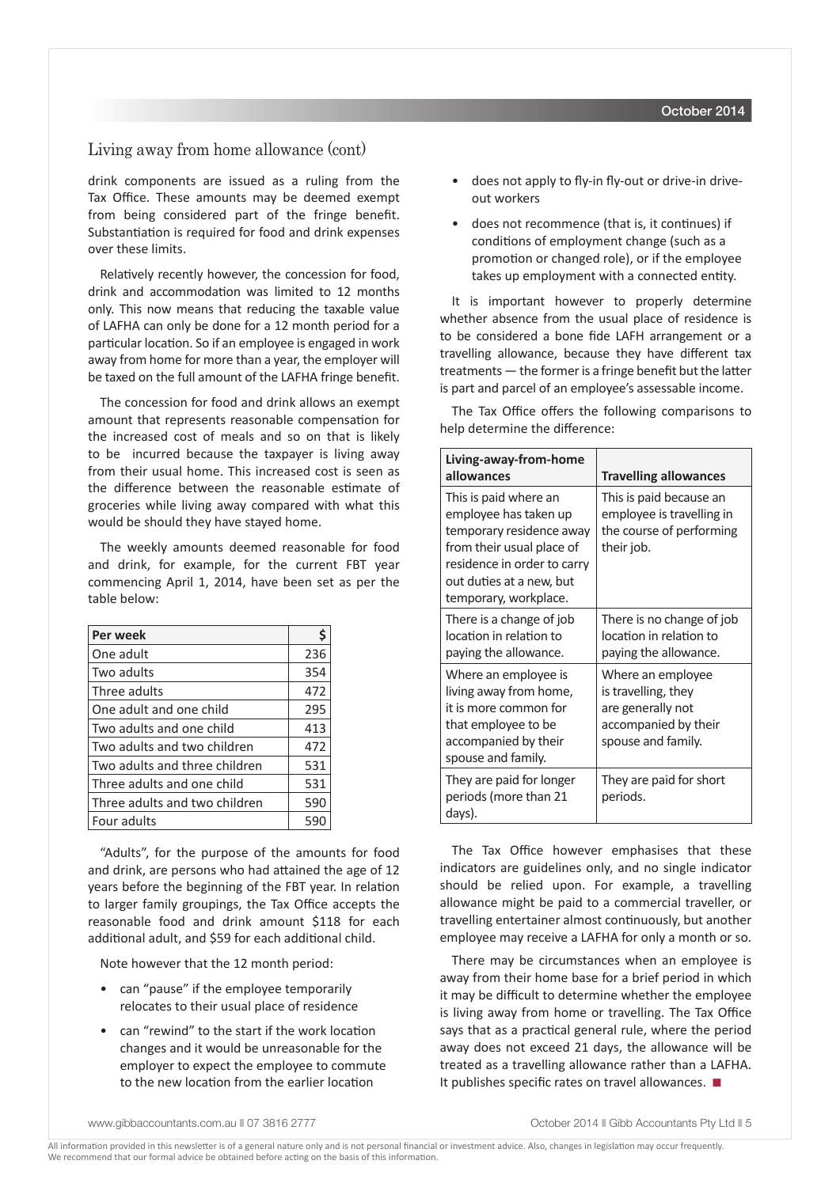## Living away from home allowance (cont)

drink components are issued as a ruling from the Tax Office. These amounts may be deemed exempt from being considered part of the fringe benefit. Substantiation is required for food and drink expenses over these limits.

Relatively recently however, the concession for food, drink and accommodation was limited to 12 months only. This now means that reducing the taxable value of LAFHA can only be done for a 12 month period for a particular location. So if an employee is engaged in work away from home for more than a year, the employer will be taxed on the full amount of the LAFHA fringe benefit.

The concession for food and drink allows an exempt amount that represents reasonable compensation for the increased cost of meals and so on that is likely to be incurred because the taxpayer is living away from their usual home. This increased cost is seen as the difference between the reasonable estimate of groceries while living away compared with what this would be should they have stayed home.

The weekly amounts deemed reasonable for food and drink, for example, for the current FBT year commencing April 1, 2014, have been set as per the table below:

| Per week | $ |
|---|---|
| One adult | 236 |
| Two adults | 354 |
| Three adults | 472 |
| One adult and one child | 295 |
| Two adults and one child | 413 |
| Two adults and two children | 472 |
| Two adults and three children | 531 |
| Three adults and one child | 531 |
| Three adults and two children | 590 |
| Four adults | 590 |

"Adults", for the purpose of the amounts for food and drink, are persons who had attained the age of 12 years before the beginning of the FBT year. In relation to larger family groupings, the Tax Office accepts the reasonable food and drink amount $118 for each additional adult, and $59 for each additional child.

Note however that the 12 month period:

- can "pause" if the employee temporarily relocates to their usual place of residence
- can "rewind" to the start if the work location changes and it would be unreasonable for the employer to expect the employee to commute to the new location from the earlier location
- does not apply to fly-in fly-out or drive-in drive-out workers
- does not recommence (that is, it continues) if conditions of employment change (such as a promotion or changed role), or if the employee takes up employment with a connected entity.

It is important however to properly determine whether absence from the usual place of residence is to be considered a bone fide LAFH arrangement or a travelling allowance, because they have different tax treatments — the former is a fringe benefit but the latter is part and parcel of an employee's assessable income.

The Tax Office offers the following comparisons to help determine the difference:

| Living-away-from-home allowances | Travelling allowances |
|---|---|
| This is paid where an employee has taken up temporary residence away from their usual place of residence in order to carry out duties at a new, but temporary, workplace. | This is paid because an employee is travelling in the course of performing their job. |
| There is a change of job location in relation to paying the allowance. | There is no change of job location in relation to paying the allowance. |
| Where an employee is living away from home, it is more common for that employee to be accompanied by their spouse and family. | Where an employee is travelling, they are generally not accompanied by their spouse and family. |
| They are paid for longer periods (more than 21 days). | They are paid for short periods. |

The Tax Office however emphasises that these indicators are guidelines only, and no single indicator should be relied upon. For example, a travelling allowance might be paid to a commercial traveller, or travelling entertainer almost continuously, but another employee may receive a LAFHA for only a month or so.

There may be circumstances when an employee is away from their home base for a brief period in which it may be difficult to determine whether the employee is living away from home or travelling. The Tax Office says that as a practical general rule, where the period away does not exceed 21 days, the allowance will be treated as a travelling allowance rather than a LAFHA. It publishes specific rates on travel allowances. ■

All information provided in this newsletter is of a general nature only and is not personal financial or investment advice. Also, changes in legislation may occur frequently. We recommend that our formal advice be obtained before acting on the basis of this information.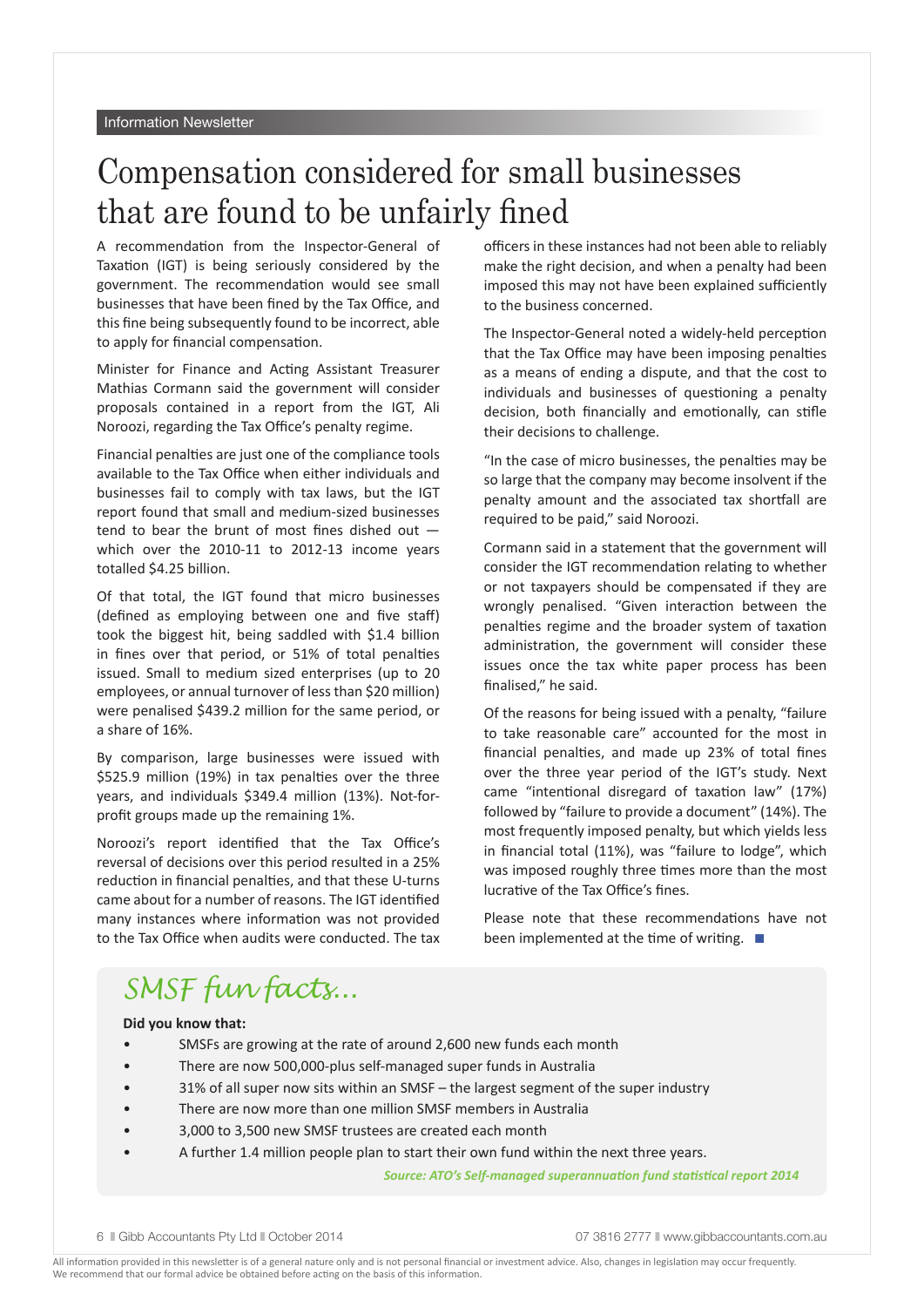# Compensation considered for small businesses that are found to be unfairly fined

A recommendation from the Inspector-General of Taxation (IGT) is being seriously considered by the government. The recommendation would see small businesses that have been fined by the Tax Office, and this fine being subsequently found to be incorrect, able to apply for financial compensation.

Minister for Finance and Acting Assistant Treasurer Mathias Cormann said the government will consider proposals contained in a report from the IGT, Ali Noroozi, regarding the Tax Office's penalty regime.

Financial penalties are just one of the compliance tools available to the Tax Office when either individuals and businesses fail to comply with tax laws, but the IGT report found that small and medium-sized businesses tend to bear the brunt of most fines dished out — which over the 2010-11 to 2012-13 income years totalled $4.25 billion.

Of that total, the IGT found that micro businesses (defined as employing between one and five staff) took the biggest hit, being saddled with $1.4 billion in fines over that period, or 51% of total penalties issued. Small to medium sized enterprises (up to 20 employees, or annual turnover of less than $20 million) were penalised $439.2 million for the same period, or a share of 16%.

By comparison, large businesses were issued with $525.9 million (19%) in tax penalties over the three years, and individuals $349.4 million (13%). Not-for-profit groups made up the remaining 1%.

Noroozi's report identified that the Tax Office's reversal of decisions over this period resulted in a 25% reduction in financial penalties, and that these U-turns came about for a number of reasons. The IGT identified many instances where information was not provided to the Tax Office when audits were conducted. The tax officers in these instances had not been able to reliably make the right decision, and when a penalty had been imposed this may not have been explained sufficiently to the business concerned.

The Inspector-General noted a widely-held perception that the Tax Office may have been imposing penalties as a means of ending a dispute, and that the cost to individuals and businesses of questioning a penalty decision, both financially and emotionally, can stifle their decisions to challenge.

"In the case of micro businesses, the penalties may be so large that the company may become insolvent if the penalty amount and the associated tax shortfall are required to be paid," said Noroozi.

Cormann said in a statement that the government will consider the IGT recommendation relating to whether or not taxpayers should be compensated if they are wrongly penalised. "Given interaction between the penalties regime and the broader system of taxation administration, the government will consider these issues once the tax white paper process has been finalised," he said.

Of the reasons for being issued with a penalty, "failure to take reasonable care" accounted for the most in financial penalties, and made up 23% of total fines over the three year period of the IGT's study. Next came "intentional disregard of taxation law" (17%) followed by "failure to provide a document" (14%). The most frequently imposed penalty, but which yields less in financial total (11%), was "failure to lodge", which was imposed roughly three times more than the most lucrative of the Tax Office's fines.

Please note that these recommendations have not been implemented at the time of writing. ■

## *SMSF fun facts...*

**Did you know that:**

- SMSFs are growing at the rate of around 2,600 new funds each month
- There are now 500,000-plus self-managed super funds in Australia
- 31% of all super now sits within an SMSF – the largest segment of the super industry
- There are now more than one million SMSF members in Australia
- 3,000 to 3,500 new SMSF trustees are created each month
- A further 1.4 million people plan to start their own fund within the next three years.

***Source: ATO's Self-managed superannuation fund statistical report 2014***

All information provided in this newsletter is of a general nature only and is not personal financial or investment advice. Also, changes in legislation may occur frequently. We recommend that our formal advice be obtained before acting on the basis of this information.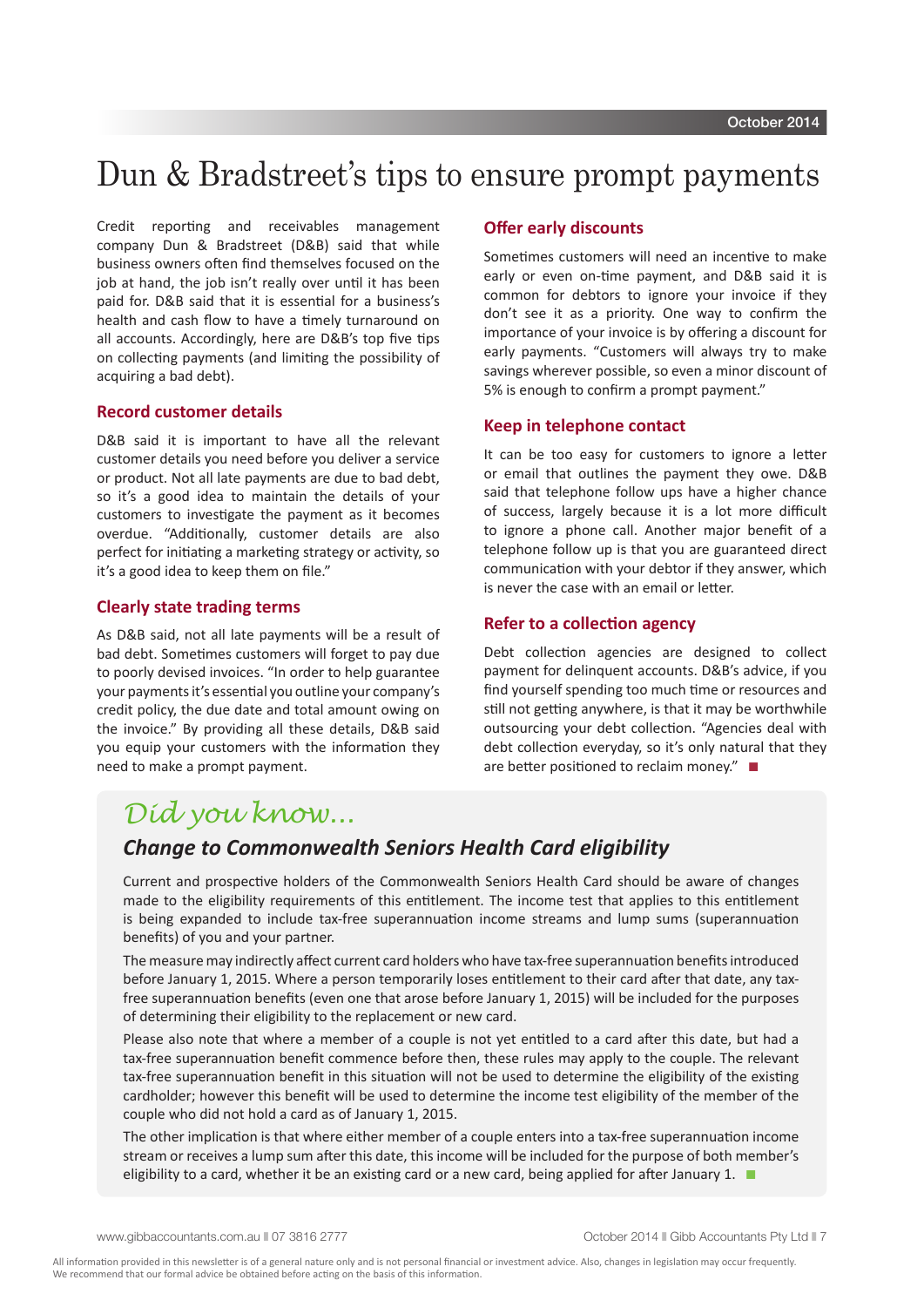# Dun & Bradstreet's tips to ensure prompt payments

Credit reporting and receivables management company Dun & Bradstreet (D&B) said that while business owners often find themselves focused on the job at hand, the job isn't really over until it has been paid for. D&B said that it is essential for a business's health and cash flow to have a timely turnaround on all accounts. Accordingly, here are D&B's top five tips on collecting payments (and limiting the possibility of acquiring a bad debt).

### Record customer details

D&B said it is important to have all the relevant customer details you need before you deliver a service or product. Not all late payments are due to bad debt, so it's a good idea to maintain the details of your customers to investigate the payment as it becomes overdue. "Additionally, customer details are also perfect for initiating a marketing strategy or activity, so it's a good idea to keep them on file."

### Clearly state trading terms

As D&B said, not all late payments will be a result of bad debt. Sometimes customers will forget to pay due to poorly devised invoices. "In order to help guarantee your payments it's essential you outline your company's credit policy, the due date and total amount owing on the invoice." By providing all these details, D&B said you equip your customers with the information they need to make a prompt payment.

### Offer early discounts

Sometimes customers will need an incentive to make early or even on-time payment, and D&B said it is common for debtors to ignore your invoice if they don't see it as a priority. One way to confirm the importance of your invoice is by offering a discount for early payments. "Customers will always try to make savings wherever possible, so even a minor discount of 5% is enough to confirm a prompt payment."

### Keep in telephone contact

It can be too easy for customers to ignore a letter or email that outlines the payment they owe. D&B said that telephone follow ups have a higher chance of success, largely because it is a lot more difficult to ignore a phone call. Another major benefit of a telephone follow up is that you are guaranteed direct communication with your debtor if they answer, which is never the case with an email or letter.

### Refer to a collection agency

Debt collection agencies are designed to collect payment for delinquent accounts. D&B's advice, if you find yourself spending too much time or resources and still not getting anywhere, is that it may be worthwhile outsourcing your debt collection. "Agencies deal with debt collection everyday, so it's only natural that they are better positioned to reclaim money." ■

## *Did you know...*

### *Change to Commonwealth Seniors Health Card eligibility*

Current and prospective holders of the Commonwealth Seniors Health Card should be aware of changes made to the eligibility requirements of this entitlement. The income test that applies to this entitlement is being expanded to include tax-free superannuation income streams and lump sums (superannuation benefits) of you and your partner.

The measure may indirectly affect current card holders who have tax-free superannuation benefits introduced before January 1, 2015. Where a person temporarily loses entitlement to their card after that date, any tax-free superannuation benefits (even one that arose before January 1, 2015) will be included for the purposes of determining their eligibility to the replacement or new card.

Please also note that where a member of a couple is not yet entitled to a card after this date, but had a tax-free superannuation benefit commence before then, these rules may apply to the couple. The relevant tax-free superannuation benefit in this situation will not be used to determine the eligibility of the existing cardholder; however this benefit will be used to determine the income test eligibility of the member of the couple who did not hold a card as of January 1, 2015.

The other implication is that where either member of a couple enters into a tax-free superannuation income stream or receives a lump sum after this date, this income will be included for the purpose of both member's eligibility to a card, whether it be an existing card or a new card, being applied for after January 1. ■

All information provided in this newsletter is of a general nature only and is not personal financial or investment advice. Also, changes in legislation may occur frequently. We recommend that our formal advice be obtained before acting on the basis of this information.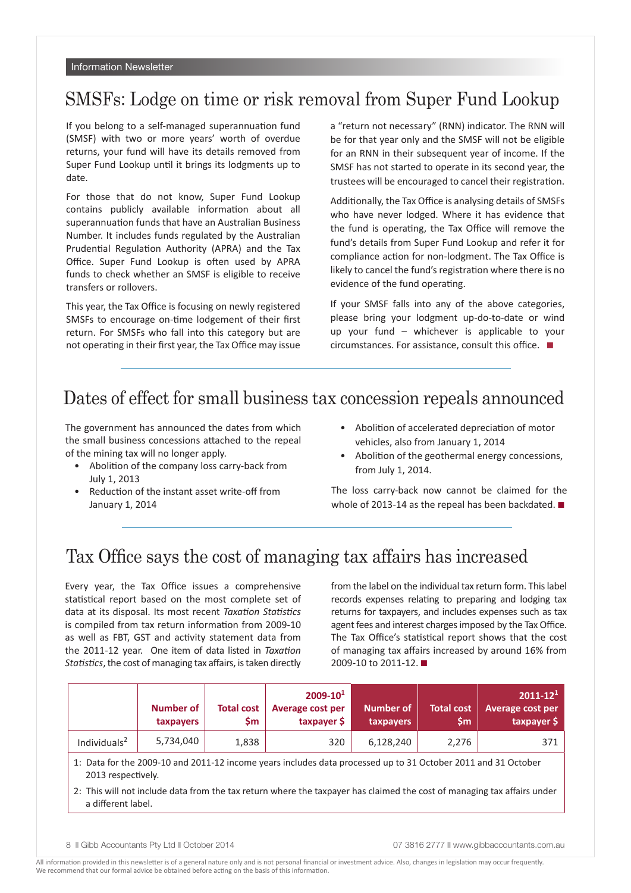## SMSFs: Lodge on time or risk removal from Super Fund Lookup

If you belong to a self-managed superannuation fund (SMSF) with two or more years' worth of overdue returns, your fund will have its details removed from Super Fund Lookup until it brings its lodgments up to date.

For those that do not know, Super Fund Lookup contains publicly available information about all superannuation funds that have an Australian Business Number. It includes funds regulated by the Australian Prudential Regulation Authority (APRA) and the Tax Office. Super Fund Lookup is often used by APRA funds to check whether an SMSF is eligible to receive transfers or rollovers.

This year, the Tax Office is focusing on newly registered SMSFs to encourage on-time lodgement of their first return. For SMSFs who fall into this category but are not operating in their first year, the Tax Office may issue a "return not necessary" (RNN) indicator. The RNN will be for that year only and the SMSF will not be eligible for an RNN in their subsequent year of income. If the SMSF has not started to operate in its second year, the trustees will be encouraged to cancel their registration.

Additionally, the Tax Office is analysing details of SMSFs who have never lodged. Where it has evidence that the fund is operating, the Tax Office will remove the fund's details from Super Fund Lookup and refer it for compliance action for non-lodgment. The Tax Office is likely to cancel the fund's registration where there is no evidence of the fund operating.

If your SMSF falls into any of the above categories, please bring your lodgment up-do-to-date or wind up your fund – whichever is applicable to your circumstances. For assistance, consult this office. ■

## Dates of effect for small business tax concession repeals announced

The government has announced the dates from which the small business concessions attached to the repeal of the mining tax will no longer apply.

- Abolition of the company loss carry-back from July 1, 2013
- Reduction of the instant asset write-off from January 1, 2014
- Abolition of accelerated depreciation of motor vehicles, also from January 1, 2014
- Abolition of the geothermal energy concessions, from July 1, 2014.

The loss carry-back now cannot be claimed for the whole of 2013-14 as the repeal has been backdated. ■

## Tax Office says the cost of managing tax affairs has increased

Every year, the Tax Office issues a comprehensive statistical report based on the most complete set of data at its disposal. Its most recent *Taxation Statistics* is compiled from tax return information from 2009-10 as well as FBT, GST and activity statement data from the 2011-12 year. One item of data listed in *Taxation Statistics*, the cost of managing tax affairs, is taken directly from the label on the individual tax return form. This label records expenses relating to preparing and lodging tax returns for taxpayers, and includes expenses such as tax agent fees and interest charges imposed by the Tax Office. The Tax Office's statistical report shows that the cost of managing tax affairs increased by around 16% from 2009-10 to 2011-12. ■

| | 2009-10[1] | | | 2011-12[1] | | |
|---|---|---|---|---|---|---|
| | Number of taxpayers | Total cost $m | Average cost per taxpayer $ | Number of taxpayers | Total cost $m | Average cost per taxpayer $ |
| Individuals[2] | 5,734,040 | 1,838 | 320 | 6,128,240 | 2,276 | 371 |

1: Data for the 2009-10 and 2011-12 income years includes data processed up to 31 October 2011 and 31 October 2013 respectively.

2: This will not include data from the tax return where the taxpayer has claimed the cost of managing tax affairs under a different label.

All information provided in this newsletter is of a general nature only and is not personal financial or investment advice. Also, changes in legislation may occur frequently. We recommend that our formal advice be obtained before acting on the basis of this information.